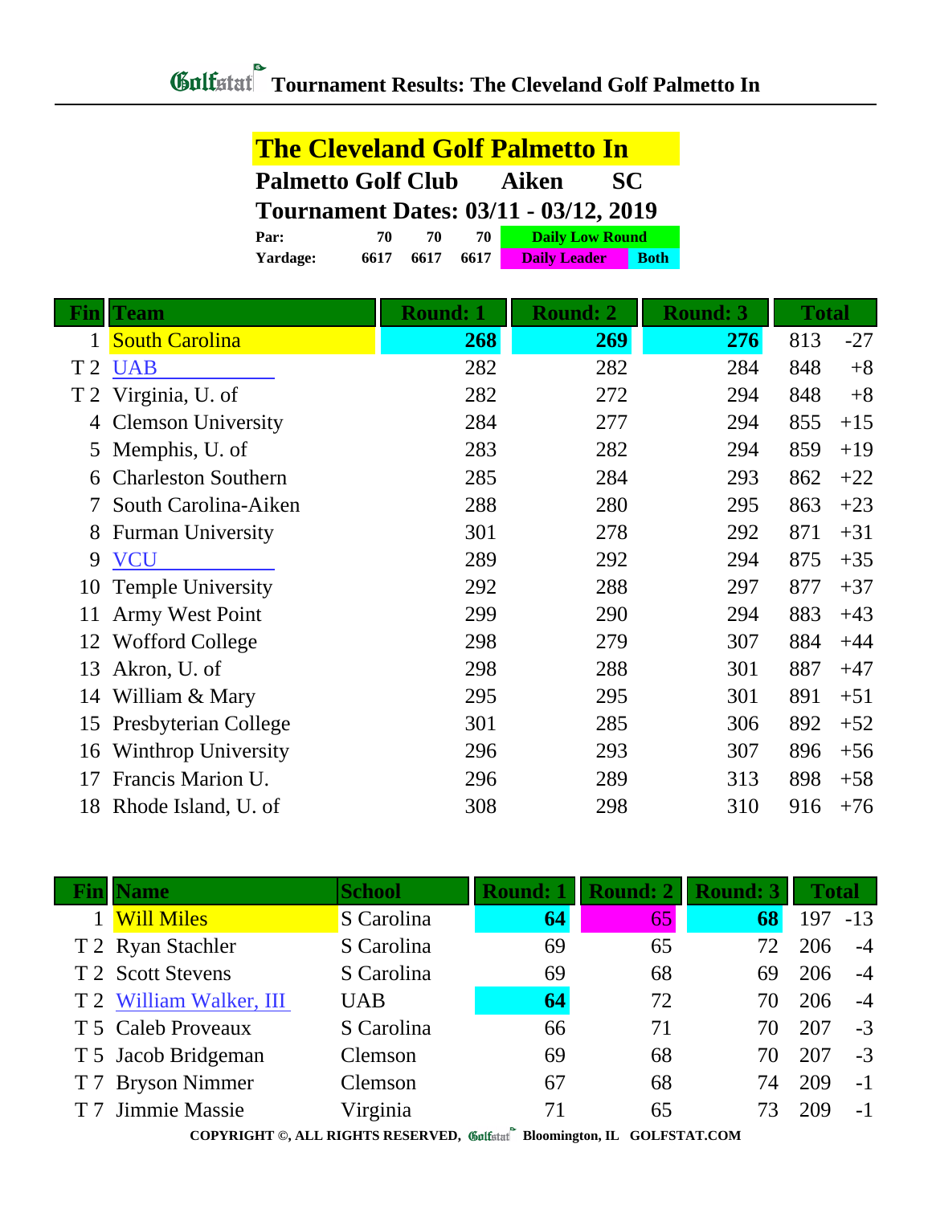# Golfstat Tournament Results: The Cleveland Golf Palmetto In

## The Cleveland Golf Palmetto In

**Palmetto Golf Club Aiken SC**

**Tournament Dates: 03/11 - 03/12, 2019**

| | | | | |
|---|---|---|---|---|
| **Par:** | 70 | 70 | 70 | Daily Low Round |
| **Yardage:** | 6617 | 6617 | 6617 | Daily Leader / Both |

| Fin | Team | Round: 1 | Round: 2 | Round: 3 | Total | |
|---|---|---|---|---|---|---|
| 1 | South Carolina | **268** | **269** | **276** | 813 | -27 |
| T 2 | UAB | 282 | 282 | 284 | 848 | +8 |
| T 2 | Virginia, U. of | 282 | 272 | 294 | 848 | +8 |
| 4 | Clemson University | 284 | 277 | 294 | 855 | +15 |
| 5 | Memphis, U. of | 283 | 282 | 294 | 859 | +19 |
| 6 | Charleston Southern | 285 | 284 | 293 | 862 | +22 |
| 7 | South Carolina-Aiken | 288 | 280 | 295 | 863 | +23 |
| 8 | Furman University | 301 | 278 | 292 | 871 | +31 |
| 9 | VCU | 289 | 292 | 294 | 875 | +35 |
| 10 | Temple University | 292 | 288 | 297 | 877 | +37 |
| 11 | Army West Point | 299 | 290 | 294 | 883 | +43 |
| 12 | Wofford College | 298 | 279 | 307 | 884 | +44 |
| 13 | Akron, U. of | 298 | 288 | 301 | 887 | +47 |
| 14 | William & Mary | 295 | 295 | 301 | 891 | +51 |
| 15 | Presbyterian College | 301 | 285 | 306 | 892 | +52 |
| 16 | Winthrop University | 296 | 293 | 307 | 896 | +56 |
| 17 | Francis Marion U. | 296 | 289 | 313 | 898 | +58 |
| 18 | Rhode Island, U. of | 308 | 298 | 310 | 916 | +76 |

| Fin | Name | School | Round: 1 | Round: 2 | Round: 3 | Total | |
|---|---|---|---|---|---|---|---|
| 1 | Will Miles | S Carolina | **64** | 65 | **68** | 197 | -13 |
| T 2 | Ryan Stachler | S Carolina | 69 | 65 | 72 | 206 | -4 |
| T 2 | Scott Stevens | S Carolina | 69 | 68 | 69 | 206 | -4 |
| T 2 | William Walker, III | UAB | **64** | 72 | 70 | 206 | -4 |
| T 5 | Caleb Proveaux | S Carolina | 66 | 71 | 70 | 207 | -3 |
| T 5 | Jacob Bridgeman | Clemson | 69 | 68 | 70 | 207 | -3 |
| T 7 | Bryson Nimmer | Clemson | 67 | 68 | 74 | 209 | -1 |
| T 7 | Jimmie Massie | Virginia | 71 | 65 | 73 | 209 | -1 |

COPYRIGHT ©, ALL RIGHTS RESERVED, Golfstat Bloomington, IL GOLFSTAT.COM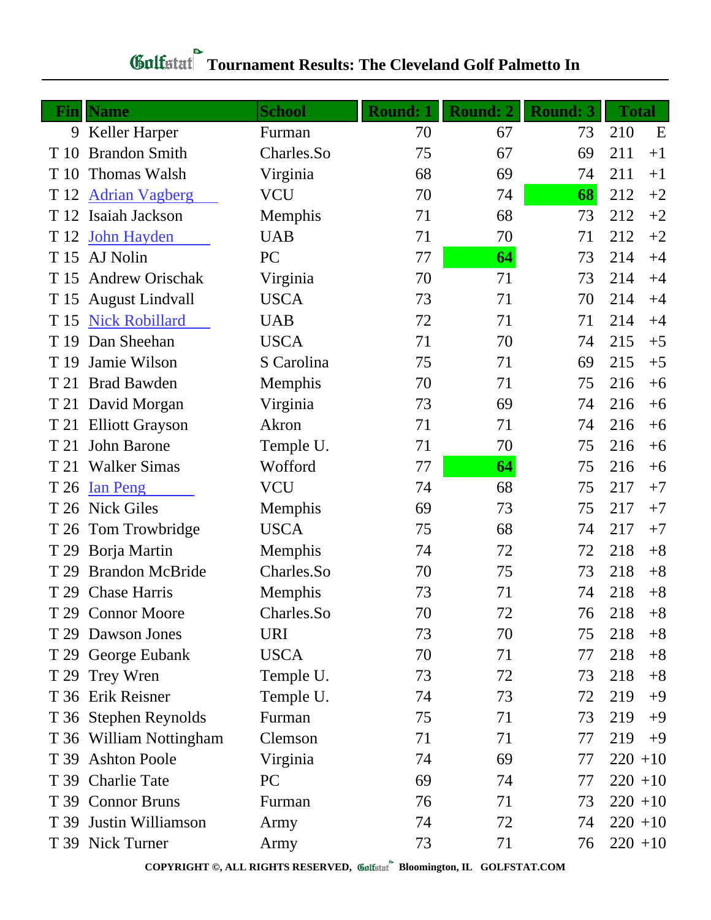# Golfstat Tournament Results: The Cleveland Golf Palmetto In

| Fin | Name | School | Round: 1 | Round: 2 | Round: 3 | Total | |
|---|---|---|---|---|---|---|---|
| 9 | Keller Harper | Furman | 70 | 67 | 73 | 210 | E |
| T 10 | Brandon Smith | Charles.So | 75 | 67 | 69 | 211 | +1 |
| T 10 | Thomas Walsh | Virginia | 68 | 69 | 74 | 211 | +1 |
| T 12 | Adrian Vagberg | VCU | 70 | 74 | **68** | 212 | +2 |
| T 12 | Isaiah Jackson | Memphis | 71 | 68 | 73 | 212 | +2 |
| T 12 | John Hayden | UAB | 71 | 70 | 71 | 212 | +2 |
| T 15 | AJ Nolin | PC | 77 | **64** | 73 | 214 | +4 |
| T 15 | Andrew Orischak | Virginia | 70 | 71 | 73 | 214 | +4 |
| T 15 | August Lindvall | USCA | 73 | 71 | 70 | 214 | +4 |
| T 15 | Nick Robillard | UAB | 72 | 71 | 71 | 214 | +4 |
| T 19 | Dan Sheehan | USCA | 71 | 70 | 74 | 215 | +5 |
| T 19 | Jamie Wilson | S Carolina | 75 | 71 | 69 | 215 | +5 |
| T 21 | Brad Bawden | Memphis | 70 | 71 | 75 | 216 | +6 |
| T 21 | David Morgan | Virginia | 73 | 69 | 74 | 216 | +6 |
| T 21 | Elliott Grayson | Akron | 71 | 71 | 74 | 216 | +6 |
| T 21 | John Barone | Temple U. | 71 | 70 | 75 | 216 | +6 |
| T 21 | Walker Simas | Wofford | 77 | **64** | 75 | 216 | +6 |
| T 26 | Ian Peng | VCU | 74 | 68 | 75 | 217 | +7 |
| T 26 | Nick Giles | Memphis | 69 | 73 | 75 | 217 | +7 |
| T 26 | Tom Trowbridge | USCA | 75 | 68 | 74 | 217 | +7 |
| T 29 | Borja Martin | Memphis | 74 | 72 | 72 | 218 | +8 |
| T 29 | Brandon McBride | Charles.So | 70 | 75 | 73 | 218 | +8 |
| T 29 | Chase Harris | Memphis | 73 | 71 | 74 | 218 | +8 |
| T 29 | Connor Moore | Charles.So | 70 | 72 | 76 | 218 | +8 |
| T 29 | Dawson Jones | URI | 73 | 70 | 75 | 218 | +8 |
| T 29 | George Eubank | USCA | 70 | 71 | 77 | 218 | +8 |
| T 29 | Trey Wren | Temple U. | 73 | 72 | 73 | 218 | +8 |
| T 36 | Erik Reisner | Temple U. | 74 | 73 | 72 | 219 | +9 |
| T 36 | Stephen Reynolds | Furman | 75 | 71 | 73 | 219 | +9 |
| T 36 | William Nottingham | Clemson | 71 | 71 | 77 | 219 | +9 |
| T 39 | Ashton Poole | Virginia | 74 | 69 | 77 | 220 | +10 |
| T 39 | Charlie Tate | PC | 69 | 74 | 77 | 220 | +10 |
| T 39 | Connor Bruns | Furman | 76 | 71 | 73 | 220 | +10 |
| T 39 | Justin Williamson | Army | 74 | 72 | 74 | 220 | +10 |
| T 39 | Nick Turner | Army | 73 | 71 | 76 | 220 | +10 |

COPYRIGHT ©, ALL RIGHTS RESERVED, Golfstat Bloomington, IL GOLFSTAT.COM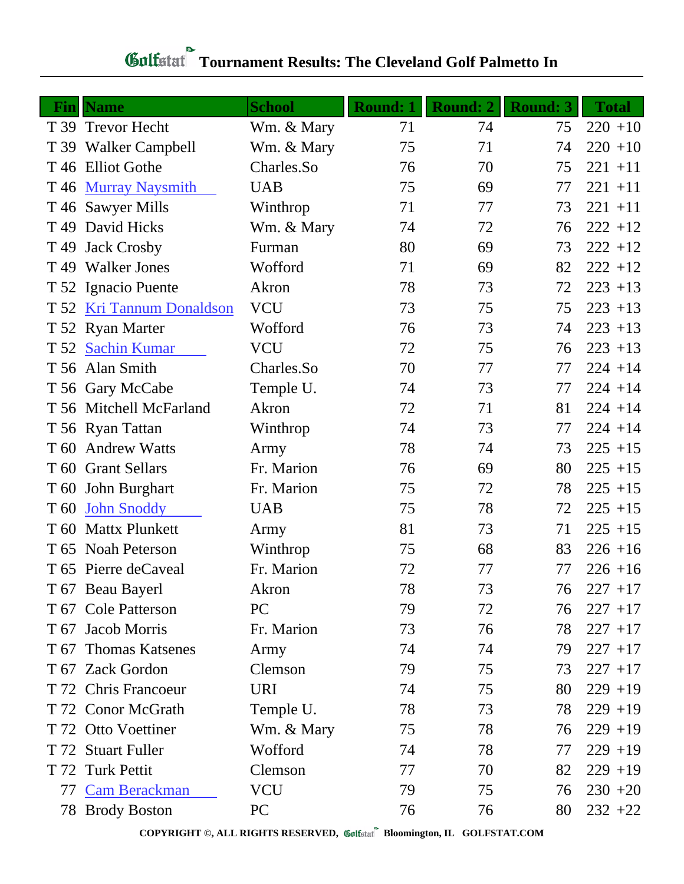# Golfstat Tournament Results: The Cleveland Golf Palmetto In

| Fin | Name | School | Round: 1 | Round: 2 | Round: 3 | Total |
|---|---|---|---|---|---|---|
| T 39 | Trevor Hecht | Wm. & Mary | 71 | 74 | 75 | 220 +10 |
| T 39 | Walker Campbell | Wm. & Mary | 75 | 71 | 74 | 220 +10 |
| T 46 | Elliot Gothe | Charles.So | 76 | 70 | 75 | 221 +11 |
| T 46 | Murray Naysmith | UAB | 75 | 69 | 77 | 221 +11 |
| T 46 | Sawyer Mills | Winthrop | 71 | 77 | 73 | 221 +11 |
| T 49 | David Hicks | Wm. & Mary | 74 | 72 | 76 | 222 +12 |
| T 49 | Jack Crosby | Furman | 80 | 69 | 73 | 222 +12 |
| T 49 | Walker Jones | Wofford | 71 | 69 | 82 | 222 +12 |
| T 52 | Ignacio Puente | Akron | 78 | 73 | 72 | 223 +13 |
| T 52 | Kri Tannum Donaldson | VCU | 73 | 75 | 75 | 223 +13 |
| T 52 | Ryan Marter | Wofford | 76 | 73 | 74 | 223 +13 |
| T 52 | Sachin Kumar | VCU | 72 | 75 | 76 | 223 +13 |
| T 56 | Alan Smith | Charles.So | 70 | 77 | 77 | 224 +14 |
| T 56 | Gary McCabe | Temple U. | 74 | 73 | 77 | 224 +14 |
| T 56 | Mitchell McFarland | Akron | 72 | 71 | 81 | 224 +14 |
| T 56 | Ryan Tattan | Winthrop | 74 | 73 | 77 | 224 +14 |
| T 60 | Andrew Watts | Army | 78 | 74 | 73 | 225 +15 |
| T 60 | Grant Sellars | Fr. Marion | 76 | 69 | 80 | 225 +15 |
| T 60 | John Burghart | Fr. Marion | 75 | 72 | 78 | 225 +15 |
| T 60 | John Snoddy | UAB | 75 | 78 | 72 | 225 +15 |
| T 60 | Mattx Plunkett | Army | 81 | 73 | 71 | 225 +15 |
| T 65 | Noah Peterson | Winthrop | 75 | 68 | 83 | 226 +16 |
| T 65 | Pierre deCaveal | Fr. Marion | 72 | 77 | 77 | 226 +16 |
| T 67 | Beau Bayerl | Akron | 78 | 73 | 76 | 227 +17 |
| T 67 | Cole Patterson | PC | 79 | 72 | 76 | 227 +17 |
| T 67 | Jacob Morris | Fr. Marion | 73 | 76 | 78 | 227 +17 |
| T 67 | Thomas Katsenes | Army | 74 | 74 | 79 | 227 +17 |
| T 67 | Zack Gordon | Clemson | 79 | 75 | 73 | 227 +17 |
| T 72 | Chris Francoeur | URI | 74 | 75 | 80 | 229 +19 |
| T 72 | Conor McGrath | Temple U. | 78 | 73 | 78 | 229 +19 |
| T 72 | Otto Voettiner | Wm. & Mary | 75 | 78 | 76 | 229 +19 |
| T 72 | Stuart Fuller | Wofford | 74 | 78 | 77 | 229 +19 |
| T 72 | Turk Pettit | Clemson | 77 | 70 | 82 | 229 +19 |
| 77 | Cam Berackman | VCU | 79 | 75 | 76 | 230 +20 |
| 78 | Brody Boston | PC | 76 | 76 | 80 | 232 +22 |

COPYRIGHT ©, ALL RIGHTS RESERVED, Golfstat Bloomington, IL GOLFSTAT.COM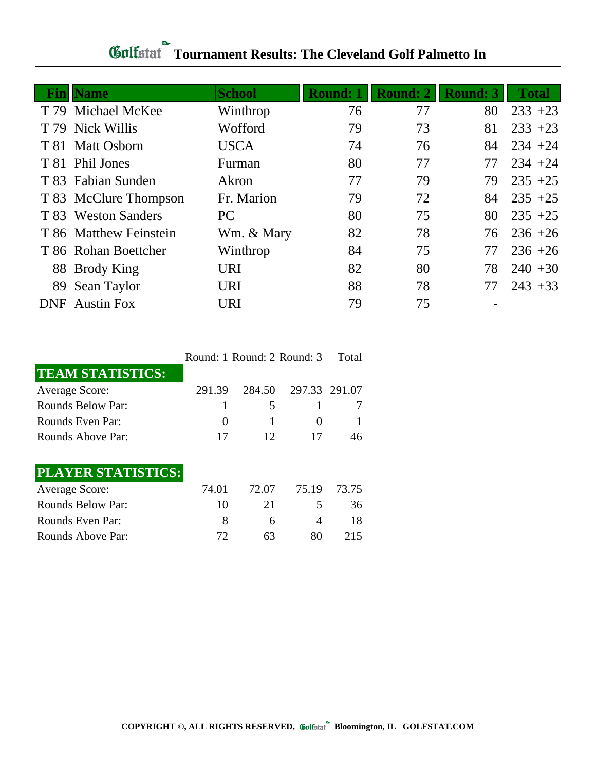# Golfstat Tournament Results: The Cleveland Golf Palmetto In

| Fin | Name | School | Round: 1 | Round: 2 | Round: 3 | Total | |
|---|---|---|---|---|---|---|---|
| T 79 | Michael McKee | Winthrop | 76 | 77 | 80 | 233 | +23 |
| T 79 | Nick Willis | Wofford | 79 | 73 | 81 | 233 | +23 |
| T 81 | Matt Osborn | USCA | 74 | 76 | 84 | 234 | +24 |
| T 81 | Phil Jones | Furman | 80 | 77 | 77 | 234 | +24 |
| T 83 | Fabian Sunden | Akron | 77 | 79 | 79 | 235 | +25 |
| T 83 | McClure Thompson | Fr. Marion | 79 | 72 | 84 | 235 | +25 |
| T 83 | Weston Sanders | PC | 80 | 75 | 80 | 235 | +25 |
| T 86 | Matthew Feinstein | Wm. & Mary | 82 | 78 | 76 | 236 | +26 |
| T 86 | Rohan Boettcher | Winthrop | 84 | 75 | 77 | 236 | +26 |
| 88 | Brody King | URI | 82 | 80 | 78 | 240 | +30 |
| 89 | Sean Taylor | URI | 88 | 78 | 77 | 243 | +33 |
| DNF | Austin Fox | URI | 79 | 75 | - | | |

| TEAM STATISTICS: | Round: 1 | Round: 2 | Round: 3 | Total |
|---|---|---|---|---|
| Average Score: | 291.39 | 284.50 | 297.33 | 291.07 |
| Rounds Below Par: | 1 | 5 | 1 | 7 |
| Rounds Even Par: | 0 | 1 | 0 | 1 |
| Rounds Above Par: | 17 | 12 | 17 | 46 |

| PLAYER STATISTICS: | Round: 1 | Round: 2 | Round: 3 | Total |
|---|---|---|---|---|
| Average Score: | 74.01 | 72.07 | 75.19 | 73.75 |
| Rounds Below Par: | 10 | 21 | 5 | 36 |
| Rounds Even Par: | 8 | 6 | 4 | 18 |
| Rounds Above Par: | 72 | 63 | 80 | 215 |